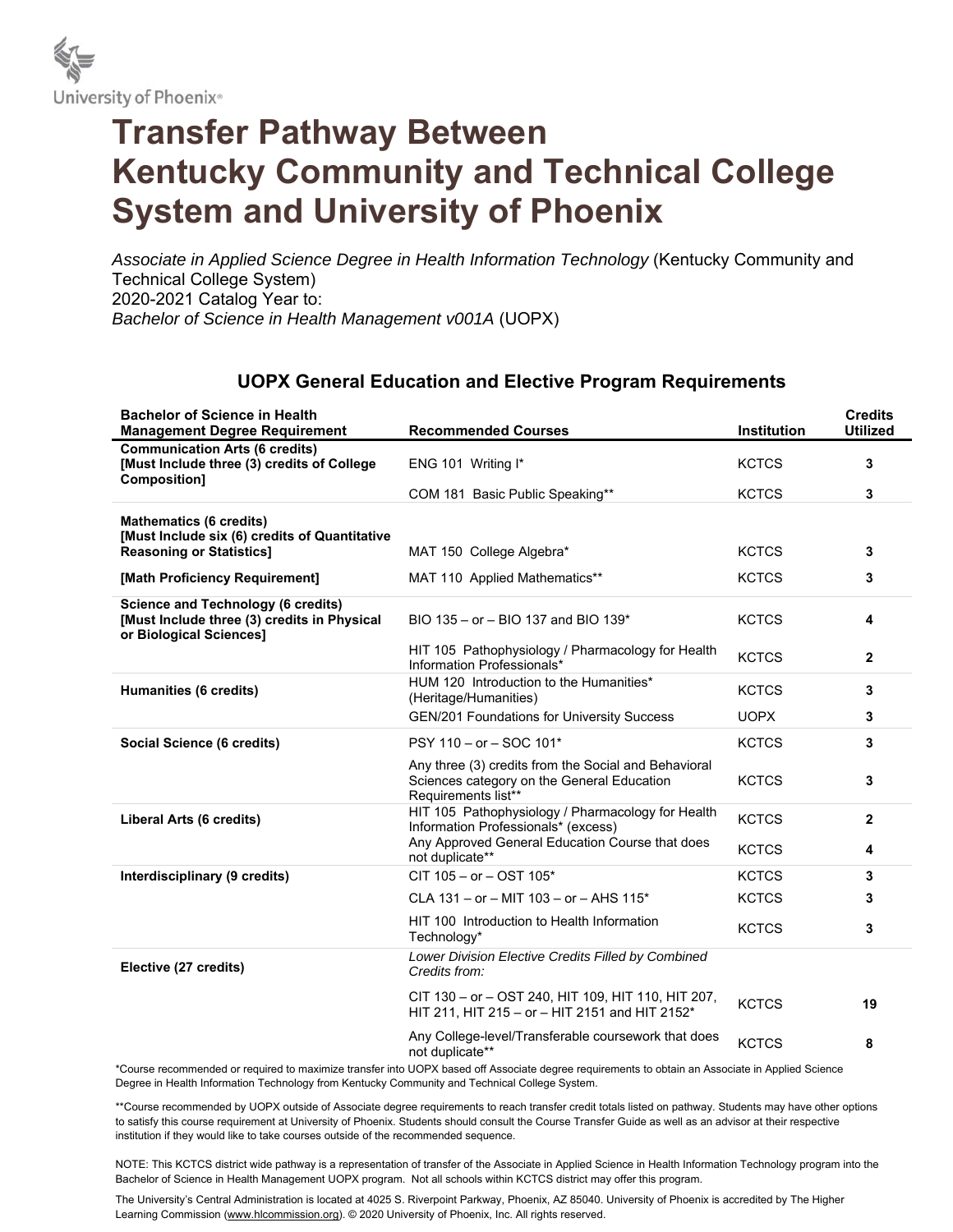University of Phoenix®

# Transfer Pathway Between Kentucky Community and Technical College System and University of Phoenix

*Associate in Applied Science Degree in Health Information Technology* (Kentucky Community and Technical College System)
2020-2021 Catalog Year to:
*Bachelor of Science in Health Management v001A* (UOPX)

## UOPX General Education and Elective Program Requirements

| Bachelor of Science in Health Management Degree Requirement | Recommended Courses | Institution | Credits Utilized |
|---|---|---|---|
| **Communication Arts (6 credits) [Must Include three (3) credits of College Composition]** | ENG 101 Writing I* | KCTCS | **3** |
| | COM 181 Basic Public Speaking** | KCTCS | **3** |
| **Mathematics (6 credits) [Must Include six (6) credits of Quantitative Reasoning or Statistics]** | MAT 150 College Algebra* | KCTCS | **3** |
| **[Math Proficiency Requirement]** | MAT 110 Applied Mathematics** | KCTCS | **3** |
| **Science and Technology (6 credits) [Must Include three (3) credits in Physical or Biological Sciences]** | BIO 135 – or – BIO 137 and BIO 139* | KCTCS | **4** |
| | HIT 105 Pathophysiology / Pharmacology for Health Information Professionals* | KCTCS | **2** |
| **Humanities (6 credits)** | HUM 120 Introduction to the Humanities* (Heritage/Humanities) | KCTCS | **3** |
| | GEN/201 Foundations for University Success | UOPX | **3** |
| **Social Science (6 credits)** | PSY 110 – or – SOC 101* | KCTCS | **3** |
| | Any three (3) credits from the Social and Behavioral Sciences category on the General Education Requirements list** | KCTCS | **3** |
| **Liberal Arts (6 credits)** | HIT 105 Pathophysiology / Pharmacology for Health Information Professionals* (excess) | KCTCS | **2** |
| | Any Approved General Education Course that does not duplicate** | KCTCS | **4** |
| **Interdisciplinary (9 credits)** | CIT 105 – or – OST 105* | KCTCS | **3** |
| | CLA 131 – or – MIT 103 – or – AHS 115* | KCTCS | **3** |
| | HIT 100 Introduction to Health Information Technology* | KCTCS | **3** |
| **Elective (27 credits)** | *Lower Division Elective Credits Filled by Combined Credits from:* | | |
| | CIT 130 – or – OST 240, HIT 109, HIT 110, HIT 207, HIT 211, HIT 215 – or – HIT 2151 and HIT 2152* | KCTCS | **19** |
| | Any College-level/Transferable coursework that does not duplicate** | KCTCS | **8** |

*Course recommended or required to maximize transfer into UOPX based off Associate degree requirements to obtain an Associate in Applied Science Degree in Health Information Technology from Kentucky Community and Technical College System.

**Course recommended by UOPX outside of Associate degree requirements to reach transfer credit totals listed on pathway. Students may have other options to satisfy this course requirement at University of Phoenix. Students should consult the Course Transfer Guide as well as an advisor at their respective institution if they would like to take courses outside of the recommended sequence.

NOTE: This KCTCS district wide pathway is a representation of transfer of the Associate in Applied Science in Health Information Technology program into the Bachelor of Science in Health Management UOPX program. Not all schools within KCTCS district may offer this program.

The University's Central Administration is located at 4025 S. Riverpoint Parkway, Phoenix, AZ 85040. University of Phoenix is accredited by The Higher Learning Commission (www.hlcommission.org). © 2020 University of Phoenix, Inc. All rights reserved.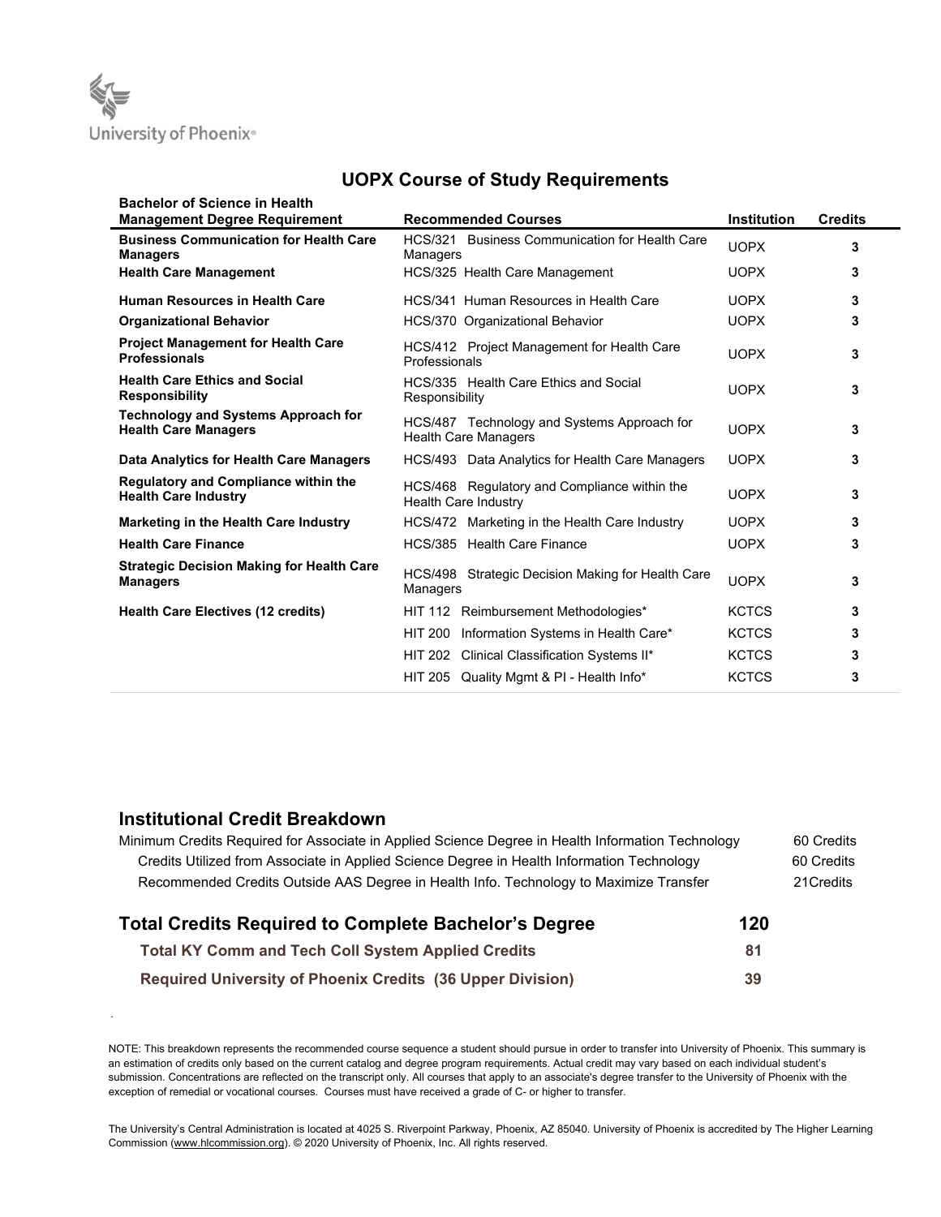University of Phoenix®

## UOPX Course of Study Requirements

| Bachelor of Science in Health Management Degree Requirement | Recommended Courses | Institution | Credits |
|---|---|---|---|
| **Business Communication for Health Care Managers** | HCS/321 Business Communication for Health Care Managers | UOPX | 3 |
| **Health Care Management** | HCS/325 Health Care Management | UOPX | 3 |
| **Human Resources in Health Care** | HCS/341 Human Resources in Health Care | UOPX | 3 |
| **Organizational Behavior** | HCS/370 Organizational Behavior | UOPX | 3 |
| **Project Management for Health Care Professionals** | HCS/412 Project Management for Health Care Professionals | UOPX | 3 |
| **Health Care Ethics and Social Responsibility** | HCS/335 Health Care Ethics and Social Responsibility | UOPX | 3 |
| **Technology and Systems Approach for Health Care Managers** | HCS/487 Technology and Systems Approach for Health Care Managers | UOPX | 3 |
| **Data Analytics for Health Care Managers** | HCS/493 Data Analytics for Health Care Managers | UOPX | 3 |
| **Regulatory and Compliance within the Health Care Industry** | HCS/468 Regulatory and Compliance within the Health Care Industry | UOPX | 3 |
| **Marketing in the Health Care Industry** | HCS/472 Marketing in the Health Care Industry | UOPX | 3 |
| **Health Care Finance** | HCS/385 Health Care Finance | UOPX | 3 |
| **Strategic Decision Making for Health Care Managers** | HCS/498 Strategic Decision Making for Health Care Managers | UOPX | 3 |
| **Health Care Electives (12 credits)** | HIT 112 Reimbursement Methodologies* | KCTCS | 3 |
| | HIT 200 Information Systems in Health Care* | KCTCS | 3 |
| | HIT 202 Clinical Classification Systems II* | KCTCS | 3 |
| | HIT 205 Quality Mgmt & PI - Health Info* | KCTCS | 3 |

### Institutional Credit Breakdown

| | |
|---|---|
| Minimum Credits Required for Associate in Applied Science Degree in Health Information Technology | 60 Credits |
| Credits Utilized from Associate in Applied Science Degree in Health Information Technology | 60 Credits |
| Recommended Credits Outside AAS Degree in Health Info. Technology to Maximize Transfer | 21Credits |

| | |
|---|---|
| **Total Credits Required to Complete Bachelor's Degree** | **120** |
| **Total KY Comm and Tech Coll System Applied Credits** | **81** |
| **Required University of Phoenix Credits (36 Upper Division)** | **39** |

NOTE: This breakdown represents the recommended course sequence a student should pursue in order to transfer into University of Phoenix. This summary is an estimation of credits only based on the current catalog and degree program requirements. Actual credit may vary based on each individual student's submission. Concentrations are reflected on the transcript only. All courses that apply to an associate's degree transfer to the University of Phoenix with the exception of remedial or vocational courses. Courses must have received a grade of C- or higher to transfer.

The University's Central Administration is located at 4025 S. Riverpoint Parkway, Phoenix, AZ 85040. University of Phoenix is accredited by The Higher Learning Commission (www.hlcommission.org). © 2020 University of Phoenix, Inc. All rights reserved.